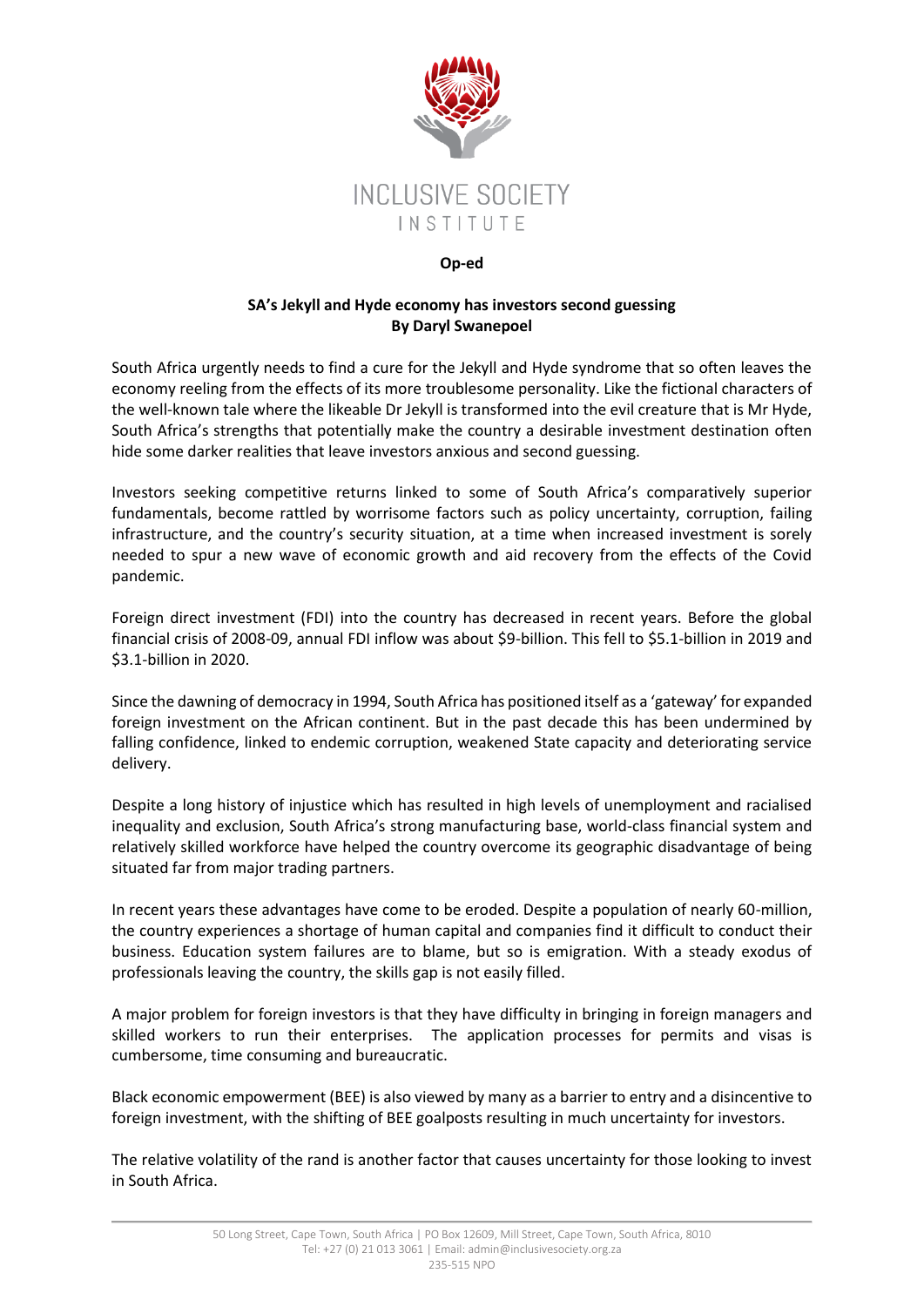INCLUSIVE SOCIETY INSTITUTE

**Op-ed**

# SA's Jekyll and Hyde economy has investors second guessing

**By Daryl Swanepoel**

South Africa urgently needs to find a cure for the Jekyll and Hyde syndrome that so often leaves the economy reeling from the effects of its more troublesome personality. Like the fictional characters of the well-known tale where the likeable Dr Jekyll is transformed into the evil creature that is Mr Hyde, South Africa's strengths that potentially make the country a desirable investment destination often hide some darker realities that leave investors anxious and second guessing.

Investors seeking competitive returns linked to some of South Africa's comparatively superior fundamentals, become rattled by worrisome factors such as policy uncertainty, corruption, failing infrastructure, and the country's security situation, at a time when increased investment is sorely needed to spur a new wave of economic growth and aid recovery from the effects of the Covid pandemic.

Foreign direct investment (FDI) into the country has decreased in recent years. Before the global financial crisis of 2008-09, annual FDI inflow was about $9-billion. This fell to $5.1-billion in 2019 and $3.1-billion in 2020.

Since the dawning of democracy in 1994, South Africa has positioned itself as a 'gateway' for expanded foreign investment on the African continent. But in the past decade this has been undermined by falling confidence, linked to endemic corruption, weakened State capacity and deteriorating service delivery.

Despite a long history of injustice which has resulted in high levels of unemployment and racialised inequality and exclusion, South Africa's strong manufacturing base, world-class financial system and relatively skilled workforce have helped the country overcome its geographic disadvantage of being situated far from major trading partners.

In recent years these advantages have come to be eroded. Despite a population of nearly 60-million, the country experiences a shortage of human capital and companies find it difficult to conduct their business. Education system failures are to blame, but so is emigration. With a steady exodus of professionals leaving the country, the skills gap is not easily filled.

A major problem for foreign investors is that they have difficulty in bringing in foreign managers and skilled workers to run their enterprises. The application processes for permits and visas is cumbersome, time consuming and bureaucratic.

Black economic empowerment (BEE) is also viewed by many as a barrier to entry and a disincentive to foreign investment, with the shifting of BEE goalposts resulting in much uncertainty for investors.

The relative volatility of the rand is another factor that causes uncertainty for those looking to invest in South Africa.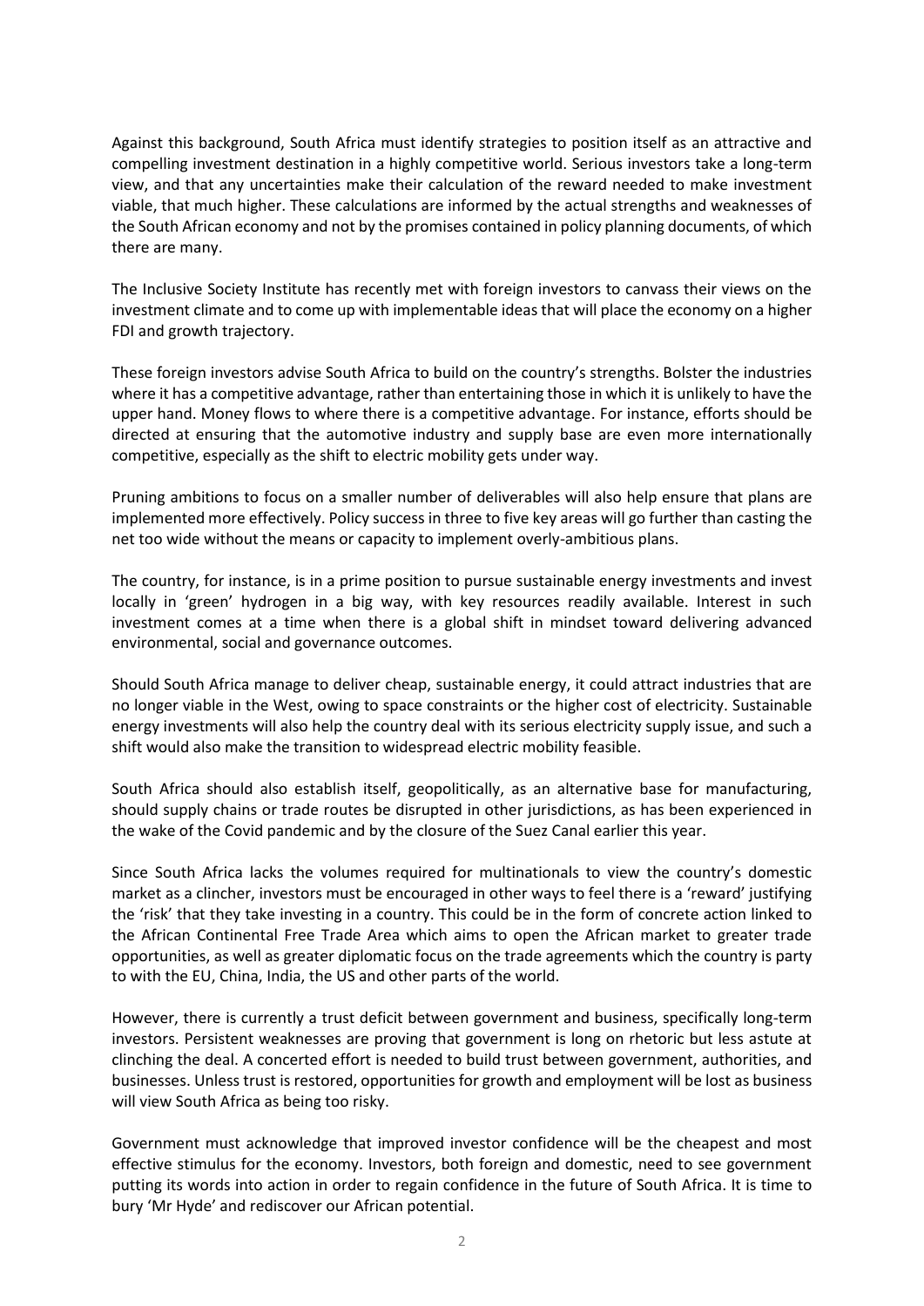Against this background, South Africa must identify strategies to position itself as an attractive and compelling investment destination in a highly competitive world. Serious investors take a long-term view, and that any uncertainties make their calculation of the reward needed to make investment viable, that much higher. These calculations are informed by the actual strengths and weaknesses of the South African economy and not by the promises contained in policy planning documents, of which there are many.

The Inclusive Society Institute has recently met with foreign investors to canvass their views on the investment climate and to come up with implementable ideas that will place the economy on a higher FDI and growth trajectory.

These foreign investors advise South Africa to build on the country's strengths. Bolster the industries where it has a competitive advantage, rather than entertaining those in which it is unlikely to have the upper hand. Money flows to where there is a competitive advantage. For instance, efforts should be directed at ensuring that the automotive industry and supply base are even more internationally competitive, especially as the shift to electric mobility gets under way.

Pruning ambitions to focus on a smaller number of deliverables will also help ensure that plans are implemented more effectively. Policy success in three to five key areas will go further than casting the net too wide without the means or capacity to implement overly-ambitious plans.

The country, for instance, is in a prime position to pursue sustainable energy investments and invest locally in 'green' hydrogen in a big way, with key resources readily available. Interest in such investment comes at a time when there is a global shift in mindset toward delivering advanced environmental, social and governance outcomes.

Should South Africa manage to deliver cheap, sustainable energy, it could attract industries that are no longer viable in the West, owing to space constraints or the higher cost of electricity. Sustainable energy investments will also help the country deal with its serious electricity supply issue, and such a shift would also make the transition to widespread electric mobility feasible.

South Africa should also establish itself, geopolitically, as an alternative base for manufacturing, should supply chains or trade routes be disrupted in other jurisdictions, as has been experienced in the wake of the Covid pandemic and by the closure of the Suez Canal earlier this year.

Since South Africa lacks the volumes required for multinationals to view the country's domestic market as a clincher, investors must be encouraged in other ways to feel there is a 'reward' justifying the 'risk' that they take investing in a country. This could be in the form of concrete action linked to the African Continental Free Trade Area which aims to open the African market to greater trade opportunities, as well as greater diplomatic focus on the trade agreements which the country is party to with the EU, China, India, the US and other parts of the world.

However, there is currently a trust deficit between government and business, specifically long-term investors. Persistent weaknesses are proving that government is long on rhetoric but less astute at clinching the deal. A concerted effort is needed to build trust between government, authorities, and businesses. Unless trust is restored, opportunities for growth and employment will be lost as business will view South Africa as being too risky.

Government must acknowledge that improved investor confidence will be the cheapest and most effective stimulus for the economy. Investors, both foreign and domestic, need to see government putting its words into action in order to regain confidence in the future of South Africa. It is time to bury 'Mr Hyde' and rediscover our African potential.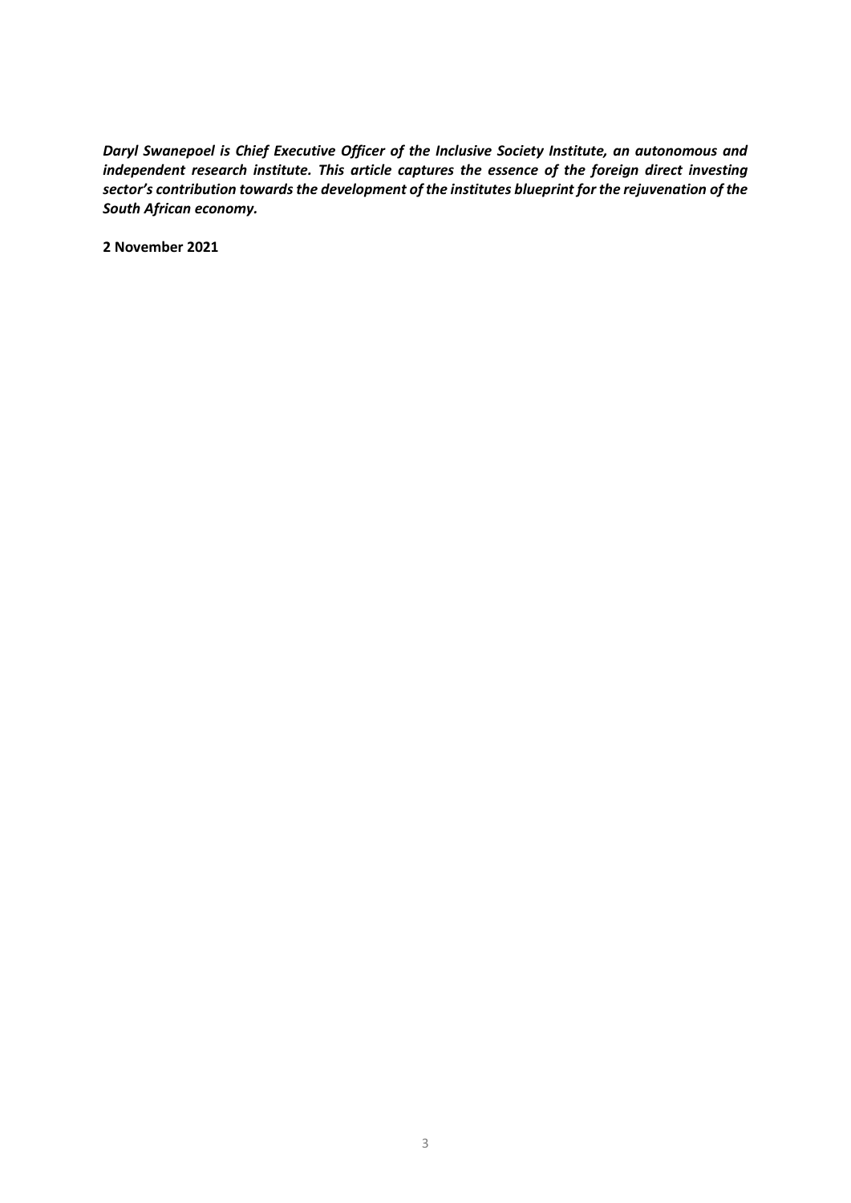***Daryl Swanepoel is Chief Executive Officer of the Inclusive Society Institute, an autonomous and independent research institute. This article captures the essence of the foreign direct investing sector's contribution towards the development of the institutes blueprint for the rejuvenation of the South African economy.***

**2 November 2021**